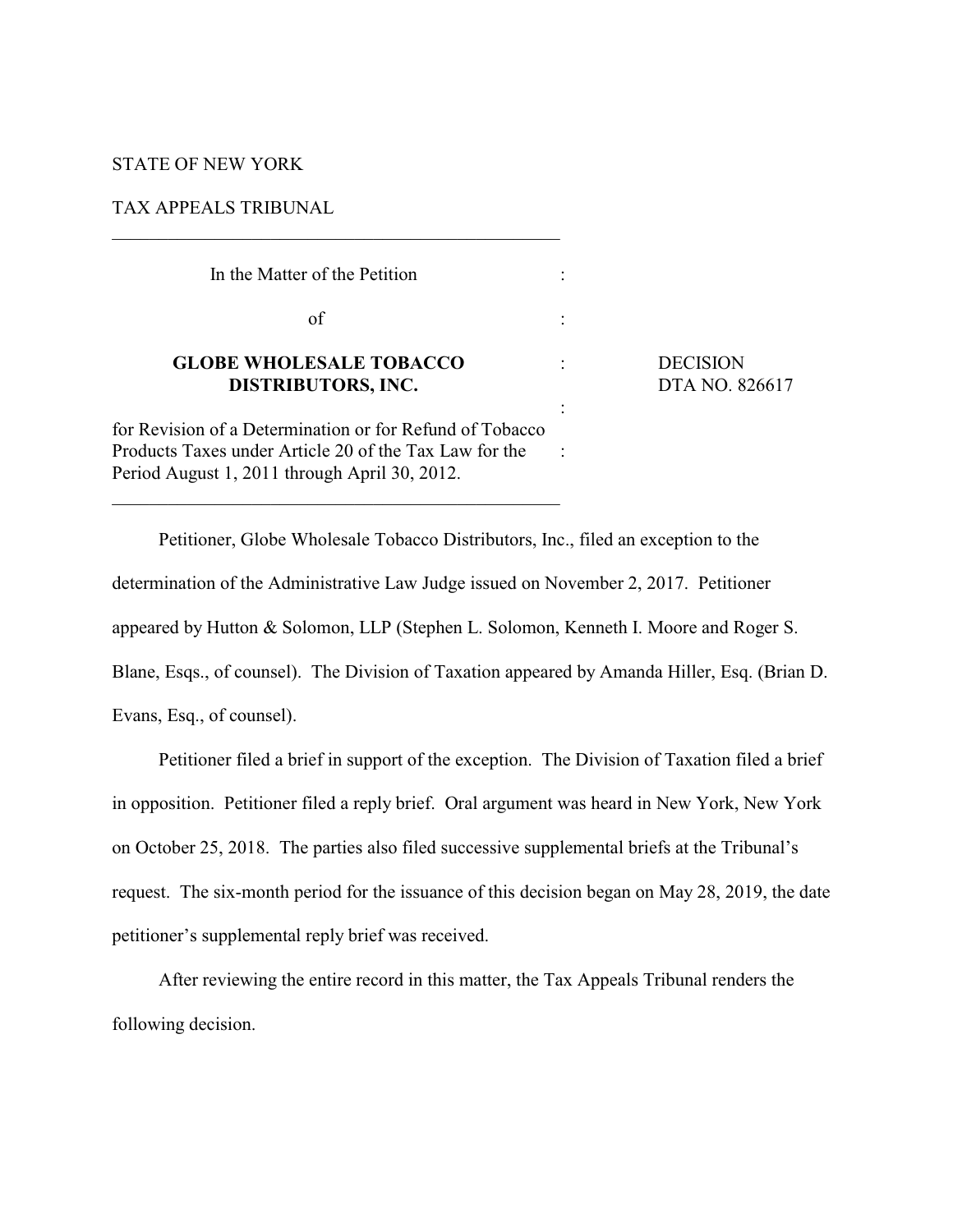STATE OF NEW YORK

TAX APPEALS TRIBUNAL

---

| | | |
|---|---|---|
| In the Matter of the Petition | : | |
| of | : | |
| **GLOBE WHOLESALE TOBACCO DISTRIBUTORS, INC.** | : | DECISION DTA NO. 826617 |
| | : | |
| for Revision of a Determination or for Refund of Tobacco Products Taxes under Article 20 of the Tax Law for the Period August 1, 2011 through April 30, 2012. | : | |

---

Petitioner, Globe Wholesale Tobacco Distributors, Inc., filed an exception to the determination of the Administrative Law Judge issued on November 2, 2017. Petitioner appeared by Hutton & Solomon, LLP (Stephen L. Solomon, Kenneth I. Moore and Roger S. Blane, Esqs., of counsel). The Division of Taxation appeared by Amanda Hiller, Esq. (Brian D. Evans, Esq., of counsel).

Petitioner filed a brief in support of the exception. The Division of Taxation filed a brief in opposition. Petitioner filed a reply brief. Oral argument was heard in New York, New York on October 25, 2018. The parties also filed successive supplemental briefs at the Tribunal's request. The six-month period for the issuance of this decision began on May 28, 2019, the date petitioner's supplemental reply brief was received.

After reviewing the entire record in this matter, the Tax Appeals Tribunal renders the following decision.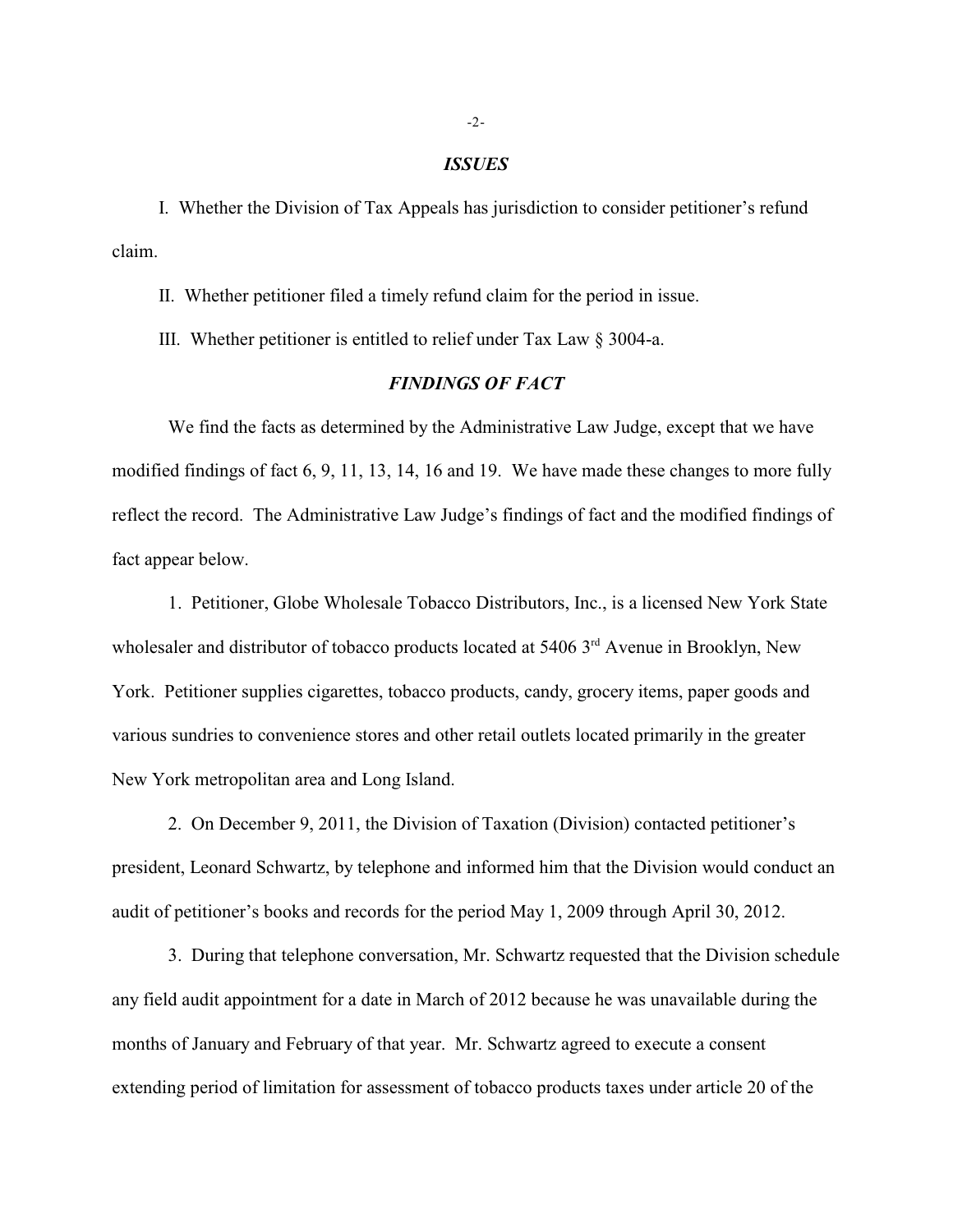## *ISSUES*

I. Whether the Division of Tax Appeals has jurisdiction to consider petitioner's refund claim.

II. Whether petitioner filed a timely refund claim for the period in issue.

III. Whether petitioner is entitled to relief under Tax Law § 3004-a.

## *FINDINGS OF FACT*

We find the facts as determined by the Administrative Law Judge, except that we have modified findings of fact 6, 9, 11, 13, 14, 16 and 19. We have made these changes to more fully reflect the record. The Administrative Law Judge's findings of fact and the modified findings of fact appear below.

1. Petitioner, Globe Wholesale Tobacco Distributors, Inc., is a licensed New York State wholesaler and distributor of tobacco products located at 5406 3rd Avenue in Brooklyn, New York. Petitioner supplies cigarettes, tobacco products, candy, grocery items, paper goods and various sundries to convenience stores and other retail outlets located primarily in the greater New York metropolitan area and Long Island.

2. On December 9, 2011, the Division of Taxation (Division) contacted petitioner's president, Leonard Schwartz, by telephone and informed him that the Division would conduct an audit of petitioner's books and records for the period May 1, 2009 through April 30, 2012.

3. During that telephone conversation, Mr. Schwartz requested that the Division schedule any field audit appointment for a date in March of 2012 because he was unavailable during the months of January and February of that year. Mr. Schwartz agreed to execute a consent extending period of limitation for assessment of tobacco products taxes under article 20 of the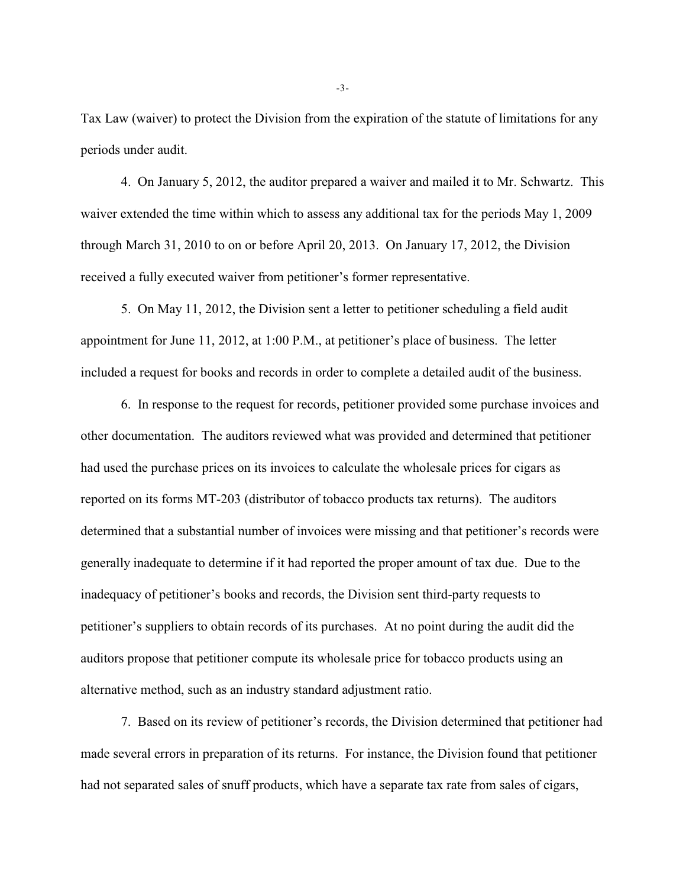Tax Law (waiver) to protect the Division from the expiration of the statute of limitations for any periods under audit.

4. On January 5, 2012, the auditor prepared a waiver and mailed it to Mr. Schwartz. This waiver extended the time within which to assess any additional tax for the periods May 1, 2009 through March 31, 2010 to on or before April 20, 2013. On January 17, 2012, the Division received a fully executed waiver from petitioner's former representative.

5. On May 11, 2012, the Division sent a letter to petitioner scheduling a field audit appointment for June 11, 2012, at 1:00 P.M., at petitioner's place of business. The letter included a request for books and records in order to complete a detailed audit of the business.

6. In response to the request for records, petitioner provided some purchase invoices and other documentation. The auditors reviewed what was provided and determined that petitioner had used the purchase prices on its invoices to calculate the wholesale prices for cigars as reported on its forms MT-203 (distributor of tobacco products tax returns). The auditors determined that a substantial number of invoices were missing and that petitioner's records were generally inadequate to determine if it had reported the proper amount of tax due. Due to the inadequacy of petitioner's books and records, the Division sent third-party requests to petitioner's suppliers to obtain records of its purchases. At no point during the audit did the auditors propose that petitioner compute its wholesale price for tobacco products using an alternative method, such as an industry standard adjustment ratio.

7. Based on its review of petitioner's records, the Division determined that petitioner had made several errors in preparation of its returns. For instance, the Division found that petitioner had not separated sales of snuff products, which have a separate tax rate from sales of cigars,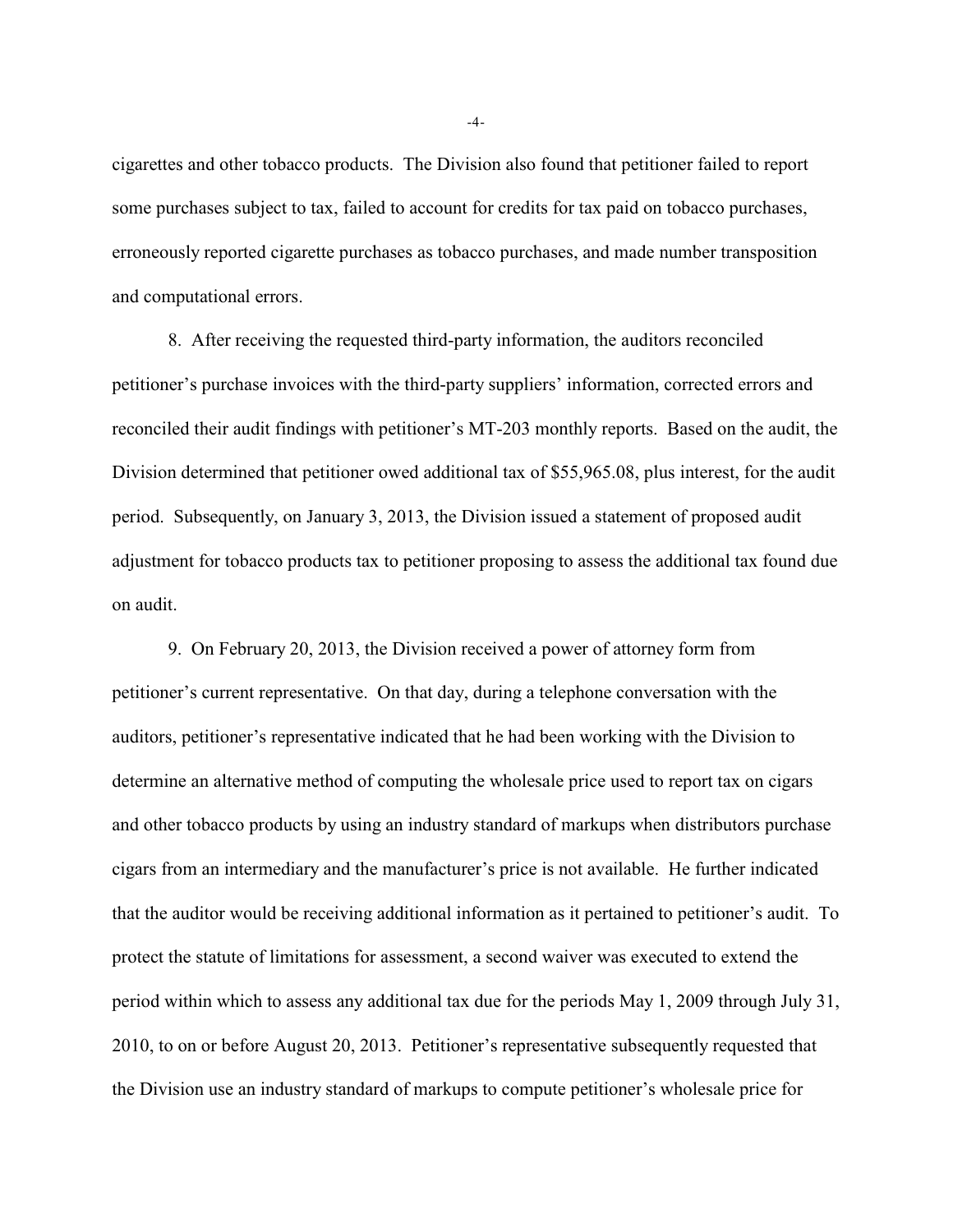cigarettes and other tobacco products. The Division also found that petitioner failed to report some purchases subject to tax, failed to account for credits for tax paid on tobacco purchases, erroneously reported cigarette purchases as tobacco purchases, and made number transposition and computational errors.

8. After receiving the requested third-party information, the auditors reconciled petitioner's purchase invoices with the third-party suppliers' information, corrected errors and reconciled their audit findings with petitioner's MT-203 monthly reports. Based on the audit, the Division determined that petitioner owed additional tax of $55,965.08, plus interest, for the audit period. Subsequently, on January 3, 2013, the Division issued a statement of proposed audit adjustment for tobacco products tax to petitioner proposing to assess the additional tax found due on audit.

9. On February 20, 2013, the Division received a power of attorney form from petitioner's current representative. On that day, during a telephone conversation with the auditors, petitioner's representative indicated that he had been working with the Division to determine an alternative method of computing the wholesale price used to report tax on cigars and other tobacco products by using an industry standard of markups when distributors purchase cigars from an intermediary and the manufacturer's price is not available. He further indicated that the auditor would be receiving additional information as it pertained to petitioner's audit. To protect the statute of limitations for assessment, a second waiver was executed to extend the period within which to assess any additional tax due for the periods May 1, 2009 through July 31, 2010, to on or before August 20, 2013. Petitioner's representative subsequently requested that the Division use an industry standard of markups to compute petitioner's wholesale price for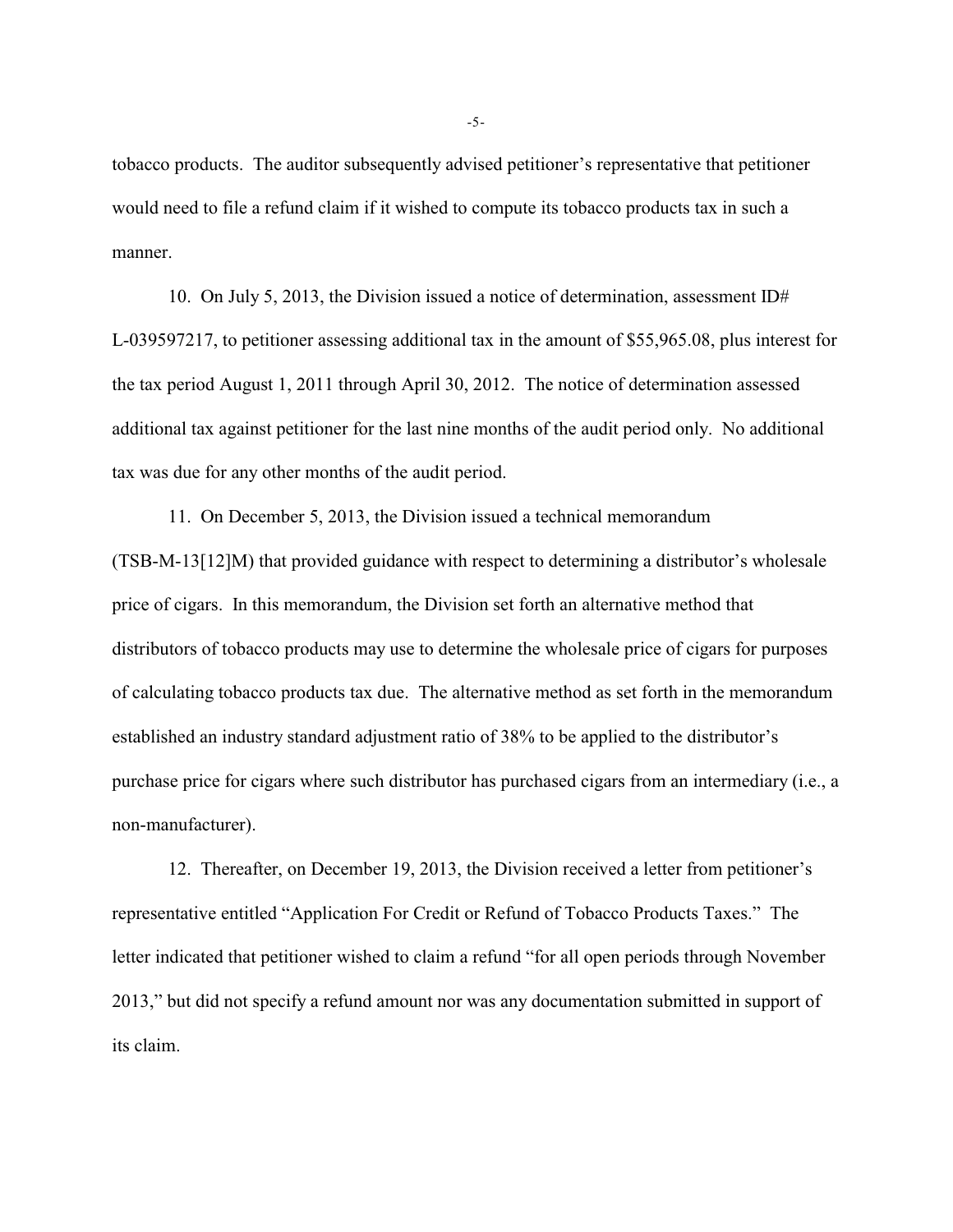tobacco products. The auditor subsequently advised petitioner's representative that petitioner would need to file a refund claim if it wished to compute its tobacco products tax in such a manner.

10. On July 5, 2013, the Division issued a notice of determination, assessment ID# L-039597217, to petitioner assessing additional tax in the amount of $55,965.08, plus interest for the tax period August 1, 2011 through April 30, 2012. The notice of determination assessed additional tax against petitioner for the last nine months of the audit period only. No additional tax was due for any other months of the audit period.

11. On December 5, 2013, the Division issued a technical memorandum (TSB-M-13[12]M) that provided guidance with respect to determining a distributor's wholesale price of cigars. In this memorandum, the Division set forth an alternative method that distributors of tobacco products may use to determine the wholesale price of cigars for purposes of calculating tobacco products tax due. The alternative method as set forth in the memorandum established an industry standard adjustment ratio of 38% to be applied to the distributor's purchase price for cigars where such distributor has purchased cigars from an intermediary (i.e., a non-manufacturer).

12. Thereafter, on December 19, 2013, the Division received a letter from petitioner's representative entitled "Application For Credit or Refund of Tobacco Products Taxes." The letter indicated that petitioner wished to claim a refund "for all open periods through November 2013," but did not specify a refund amount nor was any documentation submitted in support of its claim.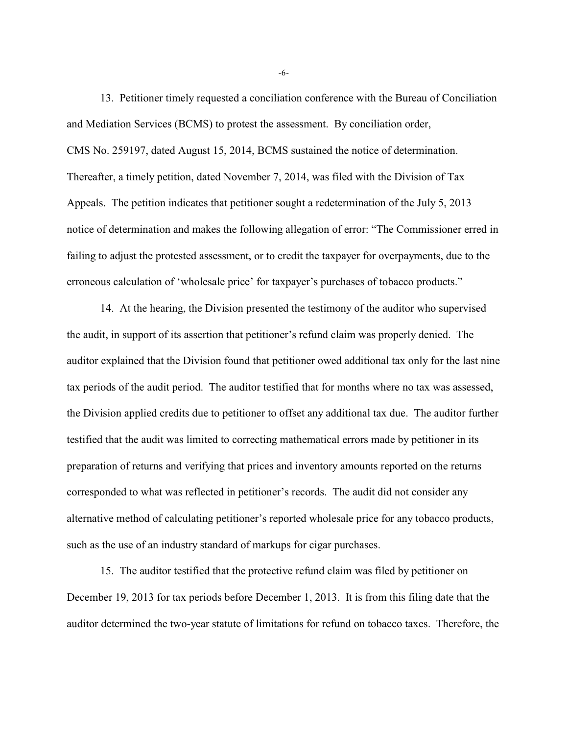13. Petitioner timely requested a conciliation conference with the Bureau of Conciliation and Mediation Services (BCMS) to protest the assessment. By conciliation order, CMS No. 259197, dated August 15, 2014, BCMS sustained the notice of determination. Thereafter, a timely petition, dated November 7, 2014, was filed with the Division of Tax Appeals. The petition indicates that petitioner sought a redetermination of the July 5, 2013 notice of determination and makes the following allegation of error: "The Commissioner erred in failing to adjust the protested assessment, or to credit the taxpayer for overpayments, due to the erroneous calculation of 'wholesale price' for taxpayer's purchases of tobacco products."

14. At the hearing, the Division presented the testimony of the auditor who supervised the audit, in support of its assertion that petitioner's refund claim was properly denied. The auditor explained that the Division found that petitioner owed additional tax only for the last nine tax periods of the audit period. The auditor testified that for months where no tax was assessed, the Division applied credits due to petitioner to offset any additional tax due. The auditor further testified that the audit was limited to correcting mathematical errors made by petitioner in its preparation of returns and verifying that prices and inventory amounts reported on the returns corresponded to what was reflected in petitioner's records. The audit did not consider any alternative method of calculating petitioner's reported wholesale price for any tobacco products, such as the use of an industry standard of markups for cigar purchases.

15. The auditor testified that the protective refund claim was filed by petitioner on December 19, 2013 for tax periods before December 1, 2013. It is from this filing date that the auditor determined the two-year statute of limitations for refund on tobacco taxes. Therefore, the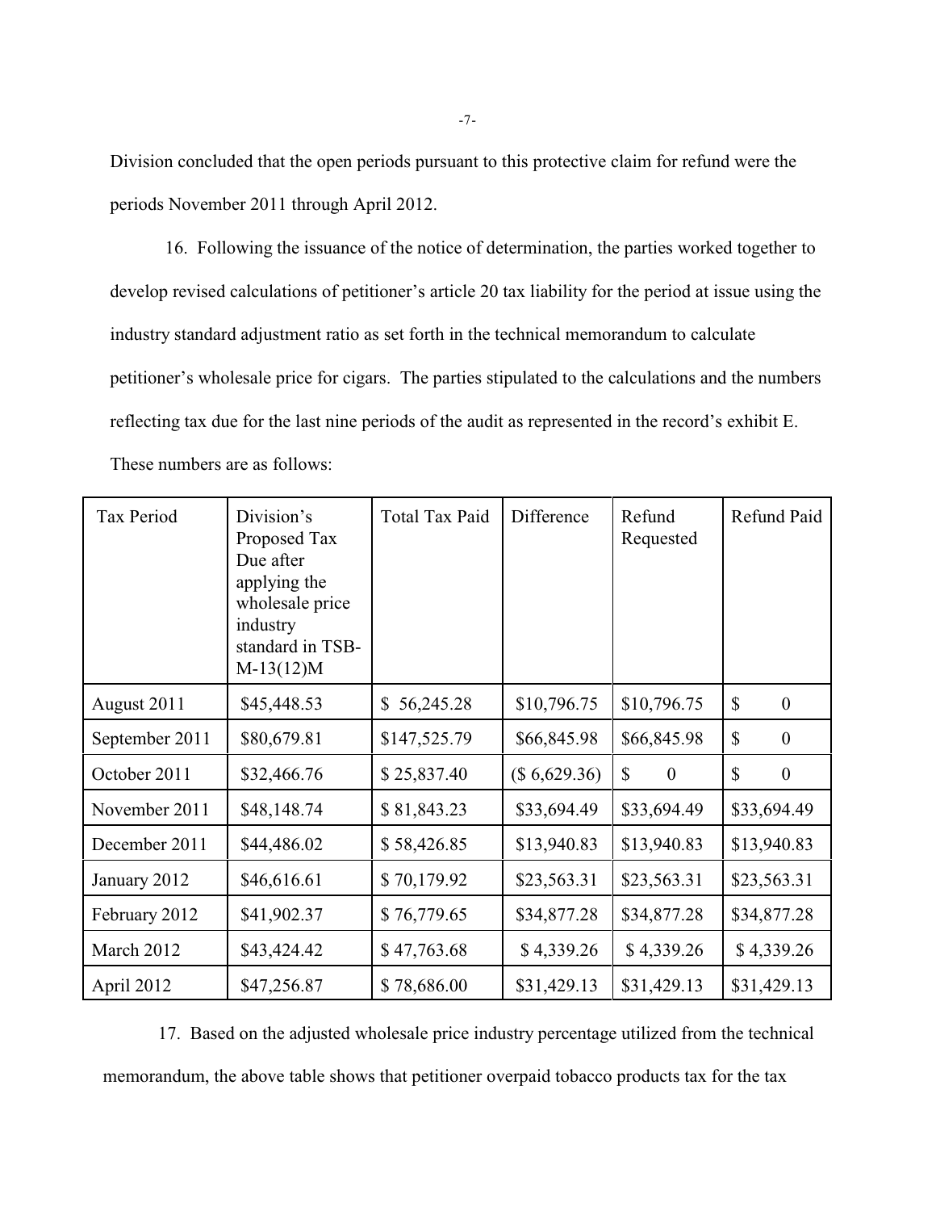Division concluded that the open periods pursuant to this protective claim for refund were the periods November 2011 through April 2012.

16. Following the issuance of the notice of determination, the parties worked together to develop revised calculations of petitioner's article 20 tax liability for the period at issue using the industry standard adjustment ratio as set forth in the technical memorandum to calculate petitioner's wholesale price for cigars. The parties stipulated to the calculations and the numbers reflecting tax due for the last nine periods of the audit as represented in the record's exhibit E. These numbers are as follows:

| Tax Period | Division's Proposed Tax Due after applying the wholesale price industry standard in TSB-M-13(12)M | Total Tax Paid | Difference | Refund Requested | Refund Paid |
|---|---|---|---|---|---|
| August 2011 | $45,448.53 | $ 56,245.28 | $10,796.75 | $10,796.75 | $ 0 |
| September 2011 | $80,679.81 | $147,525.79 | $66,845.98 | $66,845.98 | $ 0 |
| October 2011 | $32,466.76 | $ 25,837.40 | ($ 6,629.36) | $ 0 | $ 0 |
| November 2011 | $48,148.74 | $ 81,843.23 | $33,694.49 | $33,694.49 | $33,694.49 |
| December 2011 | $44,486.02 | $ 58,426.85 | $13,940.83 | $13,940.83 | $13,940.83 |
| January 2012 | $46,616.61 | $ 70,179.92 | $23,563.31 | $23,563.31 | $23,563.31 |
| February 2012 | $41,902.37 | $ 76,779.65 | $34,877.28 | $34,877.28 | $34,877.28 |
| March 2012 | $43,424.42 | $ 47,763.68 | $ 4,339.26 | $ 4,339.26 | $ 4,339.26 |
| April 2012 | $47,256.87 | $ 78,686.00 | $31,429.13 | $31,429.13 | $31,429.13 |

17. Based on the adjusted wholesale price industry percentage utilized from the technical memorandum, the above table shows that petitioner overpaid tobacco products tax for the tax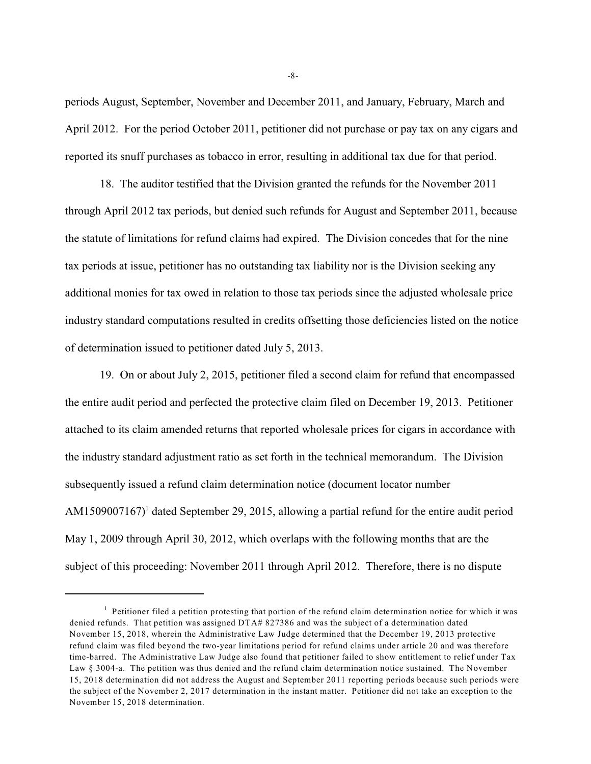periods August, September, November and December 2011, and January, February, March and April 2012. For the period October 2011, petitioner did not purchase or pay tax on any cigars and reported its snuff purchases as tobacco in error, resulting in additional tax due for that period.

18. The auditor testified that the Division granted the refunds for the November 2011 through April 2012 tax periods, but denied such refunds for August and September 2011, because the statute of limitations for refund claims had expired. The Division concedes that for the nine tax periods at issue, petitioner has no outstanding tax liability nor is the Division seeking any additional monies for tax owed in relation to those tax periods since the adjusted wholesale price industry standard computations resulted in credits offsetting those deficiencies listed on the notice of determination issued to petitioner dated July 5, 2013.

19. On or about July 2, 2015, petitioner filed a second claim for refund that encompassed the entire audit period and perfected the protective claim filed on December 19, 2013. Petitioner attached to its claim amended returns that reported wholesale prices for cigars in accordance with the industry standard adjustment ratio as set forth in the technical memorandum. The Division subsequently issued a refund claim determination notice (document locator number AM1509007167)[1] dated September 29, 2015, allowing a partial refund for the entire audit period May 1, 2009 through April 30, 2012, which overlaps with the following months that are the subject of this proceeding: November 2011 through April 2012. Therefore, there is no dispute

---

[1] Petitioner filed a petition protesting that portion of the refund claim determination notice for which it was denied refunds. That petition was assigned DTA# 827386 and was the subject of a determination dated November 15, 2018, wherein the Administrative Law Judge determined that the December 19, 2013 protective refund claim was filed beyond the two-year limitations period for refund claims under article 20 and was therefore time-barred. The Administrative Law Judge also found that petitioner failed to show entitlement to relief under Tax Law § 3004-a. The petition was thus denied and the refund claim determination notice sustained. The November 15, 2018 determination did not address the August and September 2011 reporting periods because such periods were the subject of the November 2, 2017 determination in the instant matter. Petitioner did not take an exception to the November 15, 2018 determination.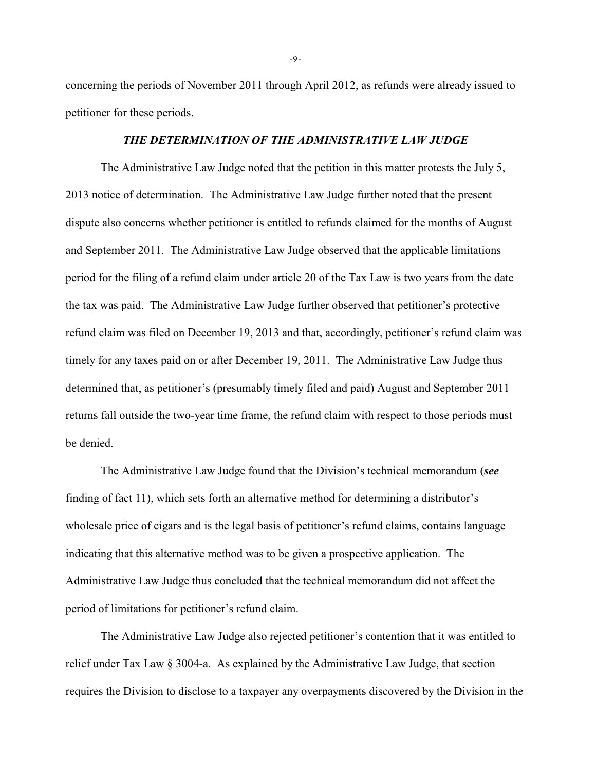concerning the periods of November 2011 through April 2012, as refunds were already issued to petitioner for these periods.

### ***THE DETERMINATION OF THE ADMINISTRATIVE LAW JUDGE***

The Administrative Law Judge noted that the petition in this matter protests the July 5, 2013 notice of determination. The Administrative Law Judge further noted that the present dispute also concerns whether petitioner is entitled to refunds claimed for the months of August and September 2011. The Administrative Law Judge observed that the applicable limitations period for the filing of a refund claim under article 20 of the Tax Law is two years from the date the tax was paid. The Administrative Law Judge further observed that petitioner's protective refund claim was filed on December 19, 2013 and that, accordingly, petitioner's refund claim was timely for any taxes paid on or after December 19, 2011. The Administrative Law Judge thus determined that, as petitioner's (presumably timely filed and paid) August and September 2011 returns fall outside the two-year time frame, the refund claim with respect to those periods must be denied.

The Administrative Law Judge found that the Division's technical memorandum (***see*** finding of fact 11), which sets forth an alternative method for determining a distributor's wholesale price of cigars and is the legal basis of petitioner's refund claims, contains language indicating that this alternative method was to be given a prospective application. The Administrative Law Judge thus concluded that the technical memorandum did not affect the period of limitations for petitioner's refund claim.

The Administrative Law Judge also rejected petitioner's contention that it was entitled to relief under Tax Law § 3004-a. As explained by the Administrative Law Judge, that section requires the Division to disclose to a taxpayer any overpayments discovered by the Division in the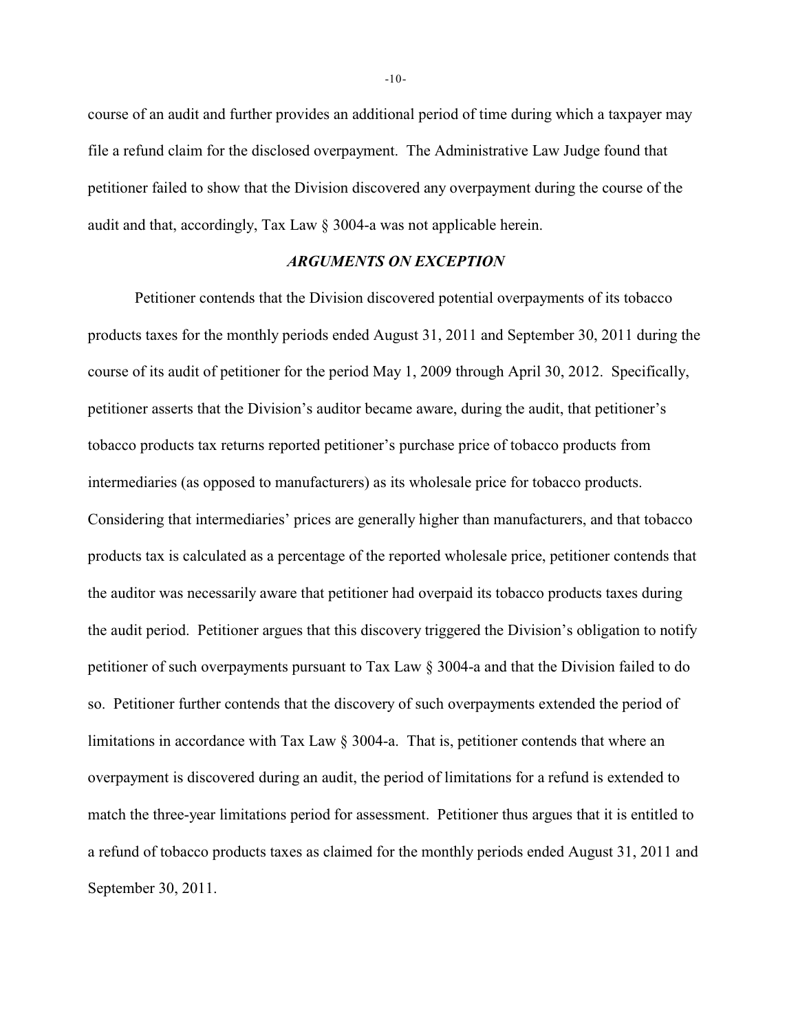course of an audit and further provides an additional period of time during which a taxpayer may file a refund claim for the disclosed overpayment. The Administrative Law Judge found that petitioner failed to show that the Division discovered any overpayment during the course of the audit and that, accordingly, Tax Law § 3004-a was not applicable herein.

### *ARGUMENTS ON EXCEPTION*

Petitioner contends that the Division discovered potential overpayments of its tobacco products taxes for the monthly periods ended August 31, 2011 and September 30, 2011 during the course of its audit of petitioner for the period May 1, 2009 through April 30, 2012. Specifically, petitioner asserts that the Division's auditor became aware, during the audit, that petitioner's tobacco products tax returns reported petitioner's purchase price of tobacco products from intermediaries (as opposed to manufacturers) as its wholesale price for tobacco products. Considering that intermediaries' prices are generally higher than manufacturers, and that tobacco products tax is calculated as a percentage of the reported wholesale price, petitioner contends that the auditor was necessarily aware that petitioner had overpaid its tobacco products taxes during the audit period. Petitioner argues that this discovery triggered the Division's obligation to notify petitioner of such overpayments pursuant to Tax Law § 3004-a and that the Division failed to do so. Petitioner further contends that the discovery of such overpayments extended the period of limitations in accordance with Tax Law § 3004-a. That is, petitioner contends that where an overpayment is discovered during an audit, the period of limitations for a refund is extended to match the three-year limitations period for assessment. Petitioner thus argues that it is entitled to a refund of tobacco products taxes as claimed for the monthly periods ended August 31, 2011 and September 30, 2011.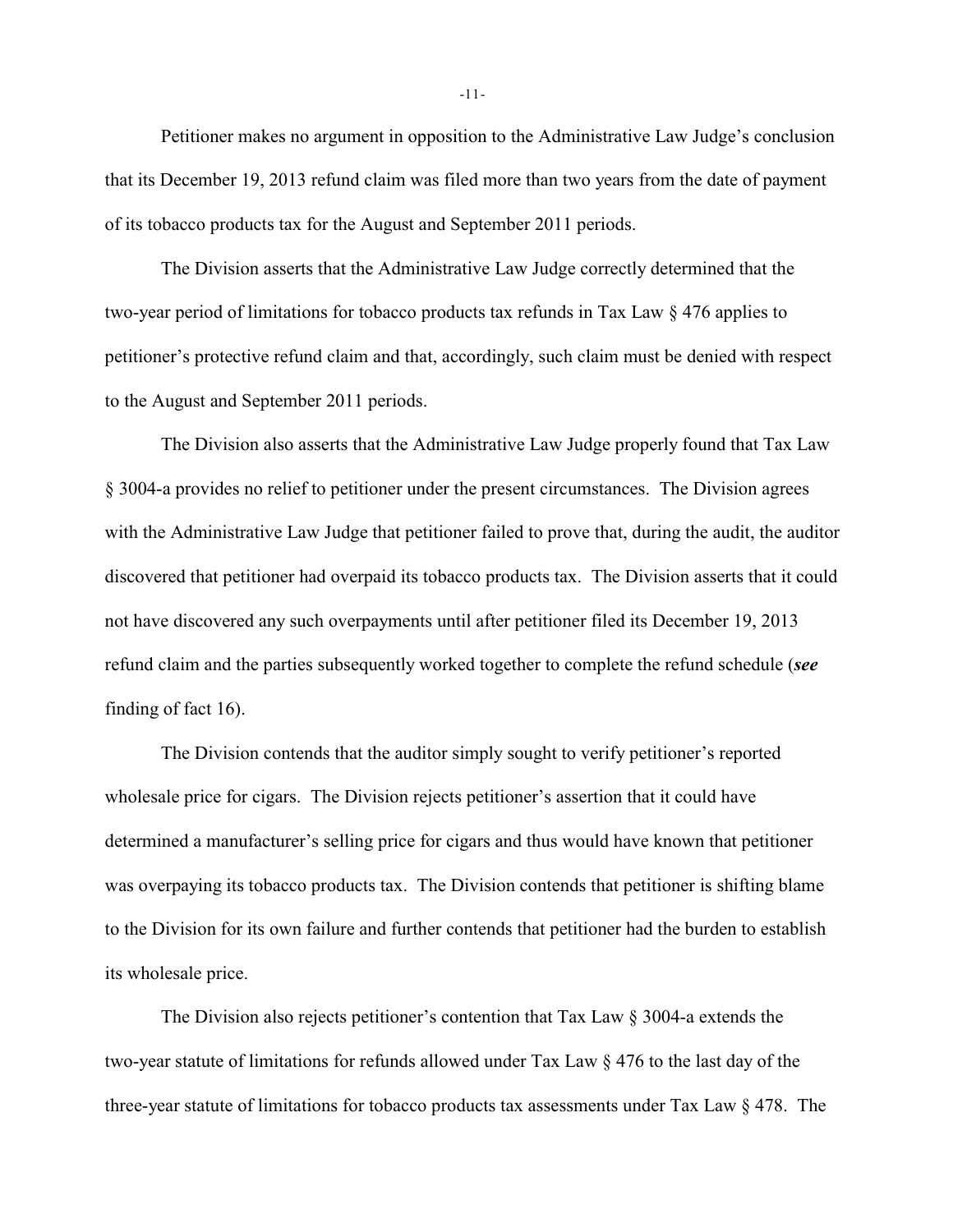Petitioner makes no argument in opposition to the Administrative Law Judge's conclusion that its December 19, 2013 refund claim was filed more than two years from the date of payment of its tobacco products tax for the August and September 2011 periods.

The Division asserts that the Administrative Law Judge correctly determined that the two-year period of limitations for tobacco products tax refunds in Tax Law § 476 applies to petitioner's protective refund claim and that, accordingly, such claim must be denied with respect to the August and September 2011 periods.

The Division also asserts that the Administrative Law Judge properly found that Tax Law § 3004-a provides no relief to petitioner under the present circumstances. The Division agrees with the Administrative Law Judge that petitioner failed to prove that, during the audit, the auditor discovered that petitioner had overpaid its tobacco products tax. The Division asserts that it could not have discovered any such overpayments until after petitioner filed its December 19, 2013 refund claim and the parties subsequently worked together to complete the refund schedule (***see*** finding of fact 16).

The Division contends that the auditor simply sought to verify petitioner's reported wholesale price for cigars. The Division rejects petitioner's assertion that it could have determined a manufacturer's selling price for cigars and thus would have known that petitioner was overpaying its tobacco products tax. The Division contends that petitioner is shifting blame to the Division for its own failure and further contends that petitioner had the burden to establish its wholesale price.

The Division also rejects petitioner's contention that Tax Law § 3004-a extends the two-year statute of limitations for refunds allowed under Tax Law § 476 to the last day of the three-year statute of limitations for tobacco products tax assessments under Tax Law § 478. The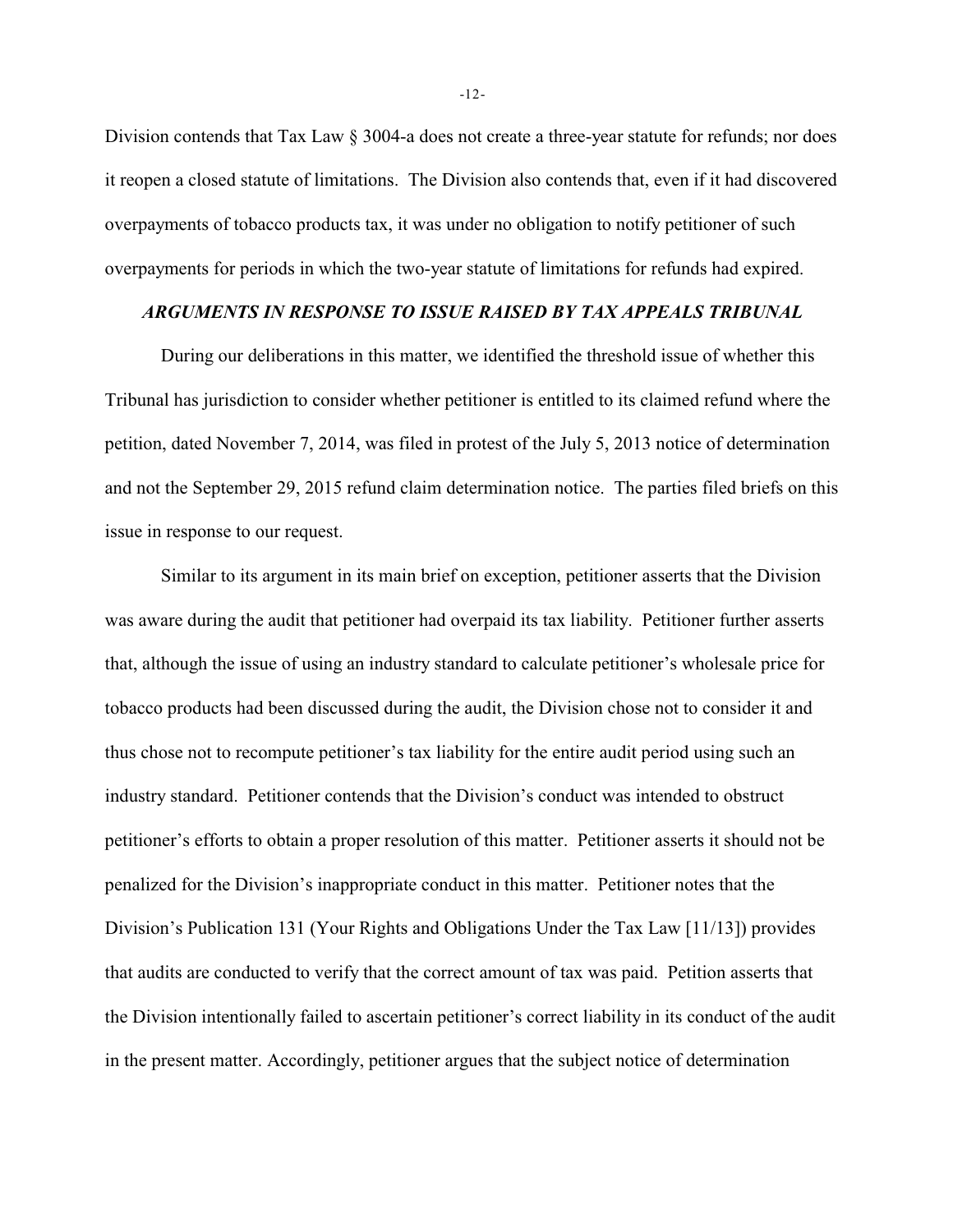Division contends that Tax Law § 3004-a does not create a three-year statute for refunds; nor does it reopen a closed statute of limitations. The Division also contends that, even if it had discovered overpayments of tobacco products tax, it was under no obligation to notify petitioner of such overpayments for periods in which the two-year statute of limitations for refunds had expired.

### ***ARGUMENTS IN RESPONSE TO ISSUE RAISED BY TAX APPEALS TRIBUNAL***

During our deliberations in this matter, we identified the threshold issue of whether this Tribunal has jurisdiction to consider whether petitioner is entitled to its claimed refund where the petition, dated November 7, 2014, was filed in protest of the July 5, 2013 notice of determination and not the September 29, 2015 refund claim determination notice. The parties filed briefs on this issue in response to our request.

Similar to its argument in its main brief on exception, petitioner asserts that the Division was aware during the audit that petitioner had overpaid its tax liability. Petitioner further asserts that, although the issue of using an industry standard to calculate petitioner's wholesale price for tobacco products had been discussed during the audit, the Division chose not to consider it and thus chose not to recompute petitioner's tax liability for the entire audit period using such an industry standard. Petitioner contends that the Division's conduct was intended to obstruct petitioner's efforts to obtain a proper resolution of this matter. Petitioner asserts it should not be penalized for the Division's inappropriate conduct in this matter. Petitioner notes that the Division's Publication 131 (Your Rights and Obligations Under the Tax Law [11/13]) provides that audits are conducted to verify that the correct amount of tax was paid. Petition asserts that the Division intentionally failed to ascertain petitioner's correct liability in its conduct of the audit in the present matter. Accordingly, petitioner argues that the subject notice of determination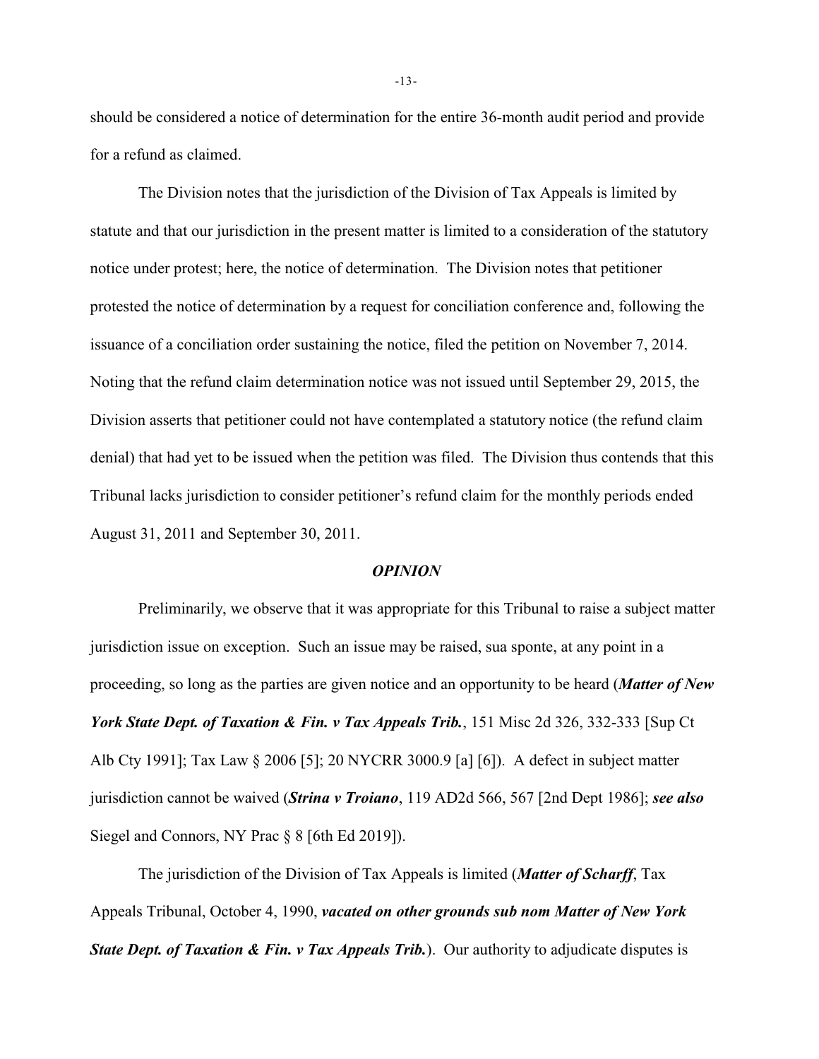should be considered a notice of determination for the entire 36-month audit period and provide for a refund as claimed.

The Division notes that the jurisdiction of the Division of Tax Appeals is limited by statute and that our jurisdiction in the present matter is limited to a consideration of the statutory notice under protest; here, the notice of determination. The Division notes that petitioner protested the notice of determination by a request for conciliation conference and, following the issuance of a conciliation order sustaining the notice, filed the petition on November 7, 2014. Noting that the refund claim determination notice was not issued until September 29, 2015, the Division asserts that petitioner could not have contemplated a statutory notice (the refund claim denial) that had yet to be issued when the petition was filed. The Division thus contends that this Tribunal lacks jurisdiction to consider petitioner's refund claim for the monthly periods ended August 31, 2011 and September 30, 2011.

### *OPINION*

Preliminarily, we observe that it was appropriate for this Tribunal to raise a subject matter jurisdiction issue on exception. Such an issue may be raised, sua sponte, at any point in a proceeding, so long as the parties are given notice and an opportunity to be heard (***Matter of New York State Dept. of Taxation & Fin. v Tax Appeals Trib.***, 151 Misc 2d 326, 332-333 [Sup Ct Alb Cty 1991]; Tax Law § 2006 [5]; 20 NYCRR 3000.9 [a] [6]). A defect in subject matter jurisdiction cannot be waived (***Strina v Troiano***, 119 AD2d 566, 567 [2nd Dept 1986]; ***see also*** Siegel and Connors, NY Prac § 8 [6th Ed 2019]).

The jurisdiction of the Division of Tax Appeals is limited (***Matter of Scharff***, Tax Appeals Tribunal, October 4, 1990, ***vacated on other grounds sub nom Matter of New York State Dept. of Taxation & Fin. v Tax Appeals Trib.***). Our authority to adjudicate disputes is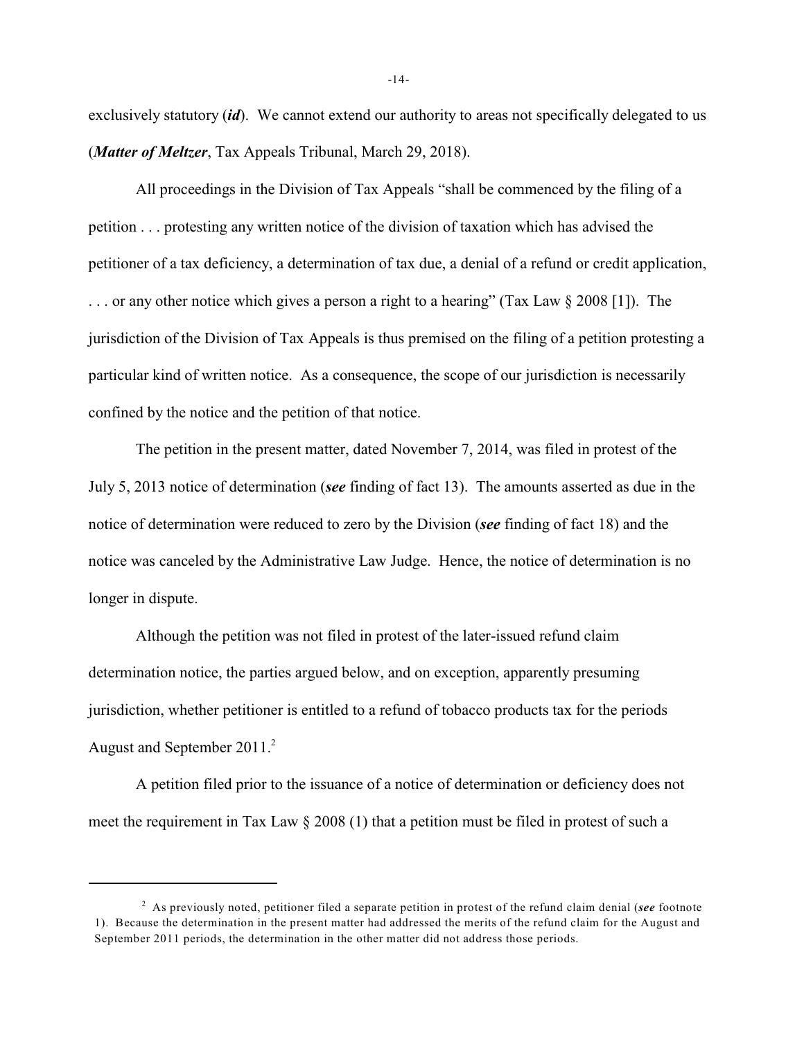exclusively statutory (***id***). We cannot extend our authority to areas not specifically delegated to us (***Matter of Meltzer***, Tax Appeals Tribunal, March 29, 2018).

All proceedings in the Division of Tax Appeals "shall be commenced by the filing of a petition . . . protesting any written notice of the division of taxation which has advised the petitioner of a tax deficiency, a determination of tax due, a denial of a refund or credit application, . . . or any other notice which gives a person a right to a hearing" (Tax Law § 2008 [1]). The jurisdiction of the Division of Tax Appeals is thus premised on the filing of a petition protesting a particular kind of written notice. As a consequence, the scope of our jurisdiction is necessarily confined by the notice and the petition of that notice.

The petition in the present matter, dated November 7, 2014, was filed in protest of the July 5, 2013 notice of determination (***see*** finding of fact 13). The amounts asserted as due in the notice of determination were reduced to zero by the Division (***see*** finding of fact 18) and the notice was canceled by the Administrative Law Judge. Hence, the notice of determination is no longer in dispute.

Although the petition was not filed in protest of the later-issued refund claim determination notice, the parties argued below, and on exception, apparently presuming jurisdiction, whether petitioner is entitled to a refund of tobacco products tax for the periods August and September 2011.[2]

A petition filed prior to the issuance of a notice of determination or deficiency does not meet the requirement in Tax Law § 2008 (1) that a petition must be filed in protest of such a

---

[2] As previously noted, petitioner filed a separate petition in protest of the refund claim denial (***see*** footnote 1). Because the determination in the present matter had addressed the merits of the refund claim for the August and September 2011 periods, the determination in the other matter did not address those periods.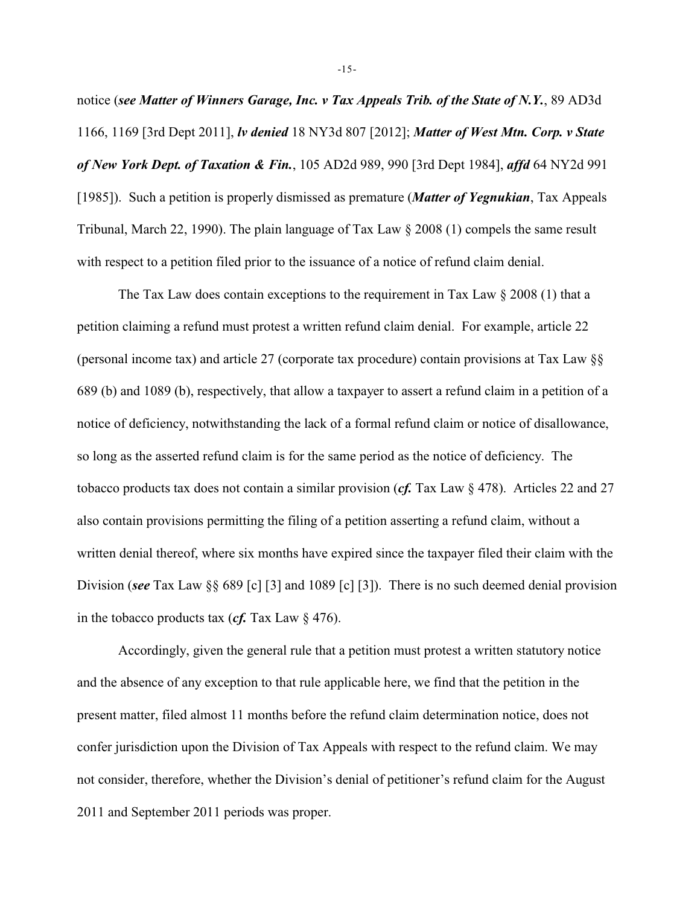notice (***see Matter of Winners Garage, Inc. v Tax Appeals Trib. of the State of N.Y.***, 89 AD3d 1166, 1169 [3rd Dept 2011], ***lv denied*** 18 NY3d 807 [2012]; ***Matter of West Mtn. Corp. v State of New York Dept. of Taxation & Fin.***, 105 AD2d 989, 990 [3rd Dept 1984], ***affd*** 64 NY2d 991 [1985]). Such a petition is properly dismissed as premature (***Matter of Yegnukian***, Tax Appeals Tribunal, March 22, 1990). The plain language of Tax Law § 2008 (1) compels the same result with respect to a petition filed prior to the issuance of a notice of refund claim denial.

The Tax Law does contain exceptions to the requirement in Tax Law § 2008 (1) that a petition claiming a refund must protest a written refund claim denial. For example, article 22 (personal income tax) and article 27 (corporate tax procedure) contain provisions at Tax Law §§ 689 (b) and 1089 (b), respectively, that allow a taxpayer to assert a refund claim in a petition of a notice of deficiency, notwithstanding the lack of a formal refund claim or notice of disallowance, so long as the asserted refund claim is for the same period as the notice of deficiency. The tobacco products tax does not contain a similar provision (***cf.*** Tax Law § 478). Articles 22 and 27 also contain provisions permitting the filing of a petition asserting a refund claim, without a written denial thereof, where six months have expired since the taxpayer filed their claim with the Division (***see*** Tax Law §§ 689 [c] [3] and 1089 [c] [3]). There is no such deemed denial provision in the tobacco products tax (***cf.*** Tax Law § 476).

Accordingly, given the general rule that a petition must protest a written statutory notice and the absence of any exception to that rule applicable here, we find that the petition in the present matter, filed almost 11 months before the refund claim determination notice, does not confer jurisdiction upon the Division of Tax Appeals with respect to the refund claim. We may not consider, therefore, whether the Division's denial of petitioner's refund claim for the August 2011 and September 2011 periods was proper.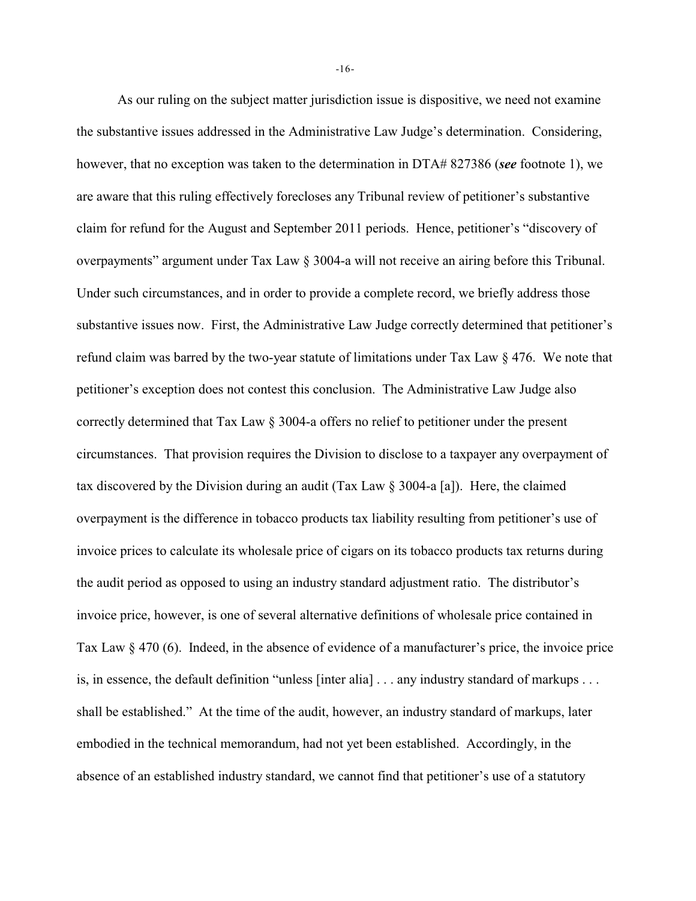As our ruling on the subject matter jurisdiction issue is dispositive, we need not examine the substantive issues addressed in the Administrative Law Judge's determination. Considering, however, that no exception was taken to the determination in DTA# 827386 (***see*** footnote 1), we are aware that this ruling effectively forecloses any Tribunal review of petitioner's substantive claim for refund for the August and September 2011 periods. Hence, petitioner's "discovery of overpayments" argument under Tax Law § 3004-a will not receive an airing before this Tribunal. Under such circumstances, and in order to provide a complete record, we briefly address those substantive issues now. First, the Administrative Law Judge correctly determined that petitioner's refund claim was barred by the two-year statute of limitations under Tax Law § 476. We note that petitioner's exception does not contest this conclusion. The Administrative Law Judge also correctly determined that Tax Law § 3004-a offers no relief to petitioner under the present circumstances. That provision requires the Division to disclose to a taxpayer any overpayment of tax discovered by the Division during an audit (Tax Law § 3004-a [a]). Here, the claimed overpayment is the difference in tobacco products tax liability resulting from petitioner's use of invoice prices to calculate its wholesale price of cigars on its tobacco products tax returns during the audit period as opposed to using an industry standard adjustment ratio. The distributor's invoice price, however, is one of several alternative definitions of wholesale price contained in Tax Law § 470 (6). Indeed, in the absence of evidence of a manufacturer's price, the invoice price is, in essence, the default definition "unless [inter alia] . . . any industry standard of markups . . . shall be established." At the time of the audit, however, an industry standard of markups, later embodied in the technical memorandum, had not yet been established. Accordingly, in the absence of an established industry standard, we cannot find that petitioner's use of a statutory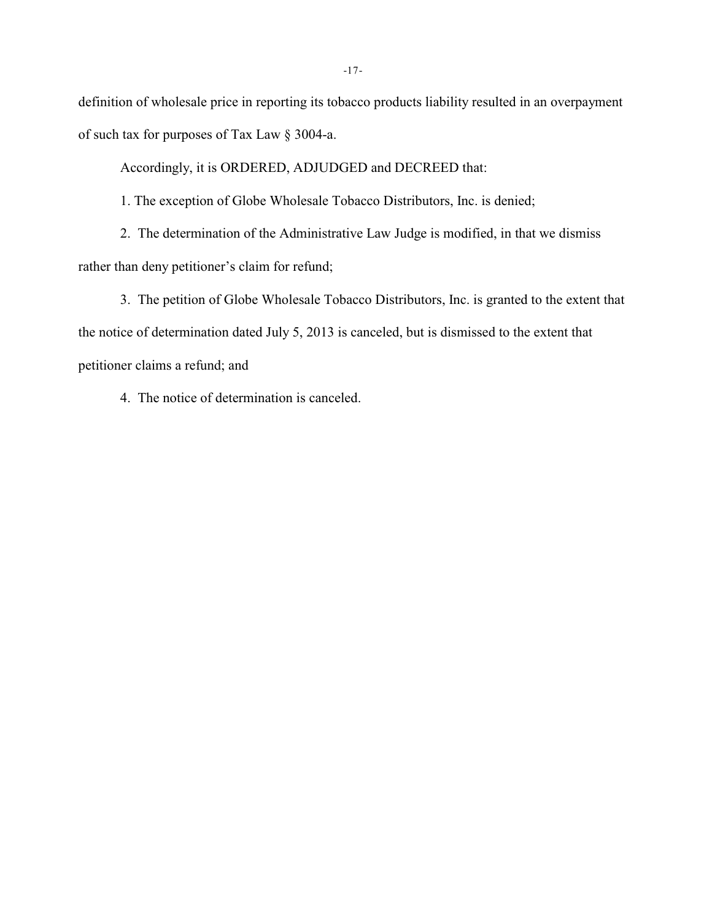definition of wholesale price in reporting its tobacco products liability resulted in an overpayment of such tax for purposes of Tax Law § 3004-a.

Accordingly, it is ORDERED, ADJUDGED and DECREED that:

1. The exception of Globe Wholesale Tobacco Distributors, Inc. is denied;

2. The determination of the Administrative Law Judge is modified, in that we dismiss rather than deny petitioner's claim for refund;

3. The petition of Globe Wholesale Tobacco Distributors, Inc. is granted to the extent that the notice of determination dated July 5, 2013 is canceled, but is dismissed to the extent that petitioner claims a refund; and

4. The notice of determination is canceled.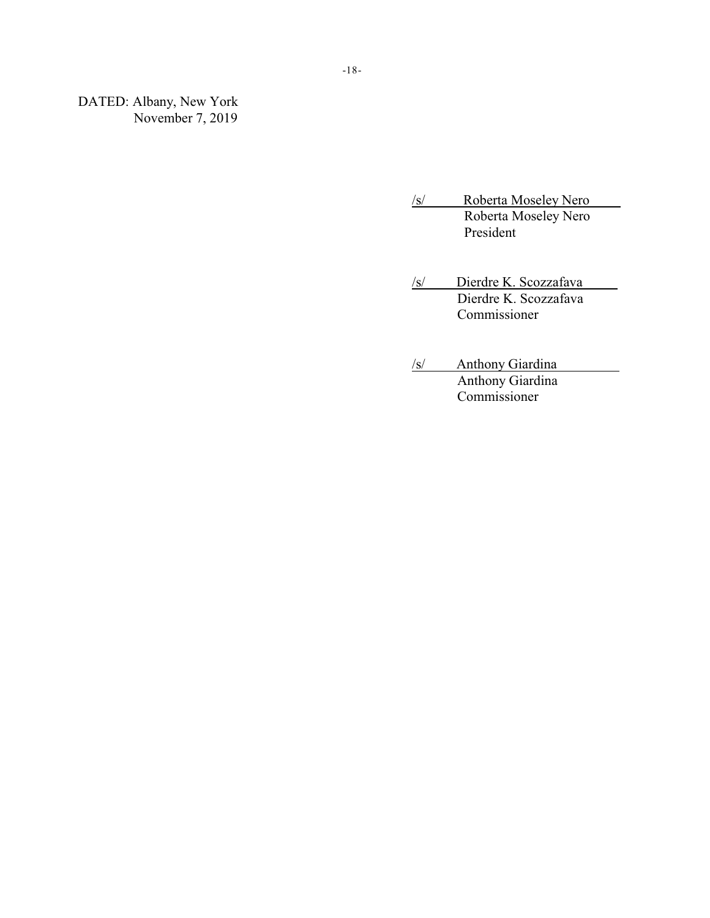DATED: Albany, New York
November 7, 2019

/s/ Roberta Moseley Nero
Roberta Moseley Nero
President

/s/ Dierdre K. Scozzafava
Dierdre K. Scozzafava
Commissioner

/s/ Anthony Giardina
Anthony Giardina
Commissioner